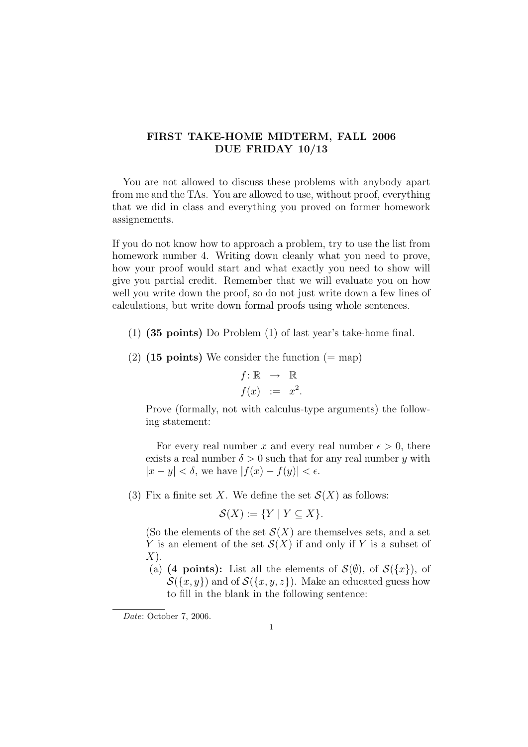# FIRST TAKE-HOME MIDTERM, FALL 2006
## DUE FRIDAY 10/13

You are not allowed to discuss these problems with anybody apart from me and the TAs. You are allowed to use, without proof, everything that we did in class and everything you proved on former homework assignements.

If you do not know how to approach a problem, try to use the list from homework number 4. Writing down cleanly what you need to prove, how your proof would start and what exactly you need to show will give you partial credit. Remember that we will evaluate you on how well you write down the proof, so do not just write down a few lines of calculations, but write down formal proofs using whole sentences.

(1) **(35 points)** Do Problem (1) of last year's take-home final.

(2) **(15 points)** We consider the function (= map)

$$
\begin{aligned}
f\colon \mathbb{R} &\rightarrow \mathbb{R} \\
f(x) &:= x^2.
\end{aligned}
$$

Prove (formally, not with calculus-type arguments) the following statement:

For every real number $x$ and every real number $\epsilon > 0$, there exists a real number $\delta > 0$ such that for any real number $y$ with $|x - y| < \delta$, we have $|f(x) - f(y)| < \epsilon$.

(3) Fix a finite set $X$. We define the set $\mathcal{S}(X)$ as follows:

$$\mathcal{S}(X) := \{Y \mid Y \subseteq X\}.$$

(So the elements of the set $\mathcal{S}(X)$ are themselves sets, and a set $Y$ is an element of the set $\mathcal{S}(X)$ if and only if $Y$ is a subset of $X$).

(a) **(4 points):** List all the elements of $\mathcal{S}(\emptyset)$, of $\mathcal{S}(\{x\})$, of $\mathcal{S}(\{x, y\})$ and of $\mathcal{S}(\{x, y, z\})$. Make an educated guess how to fill in the blank in the following sentence:

*Date*: October 7, 2006.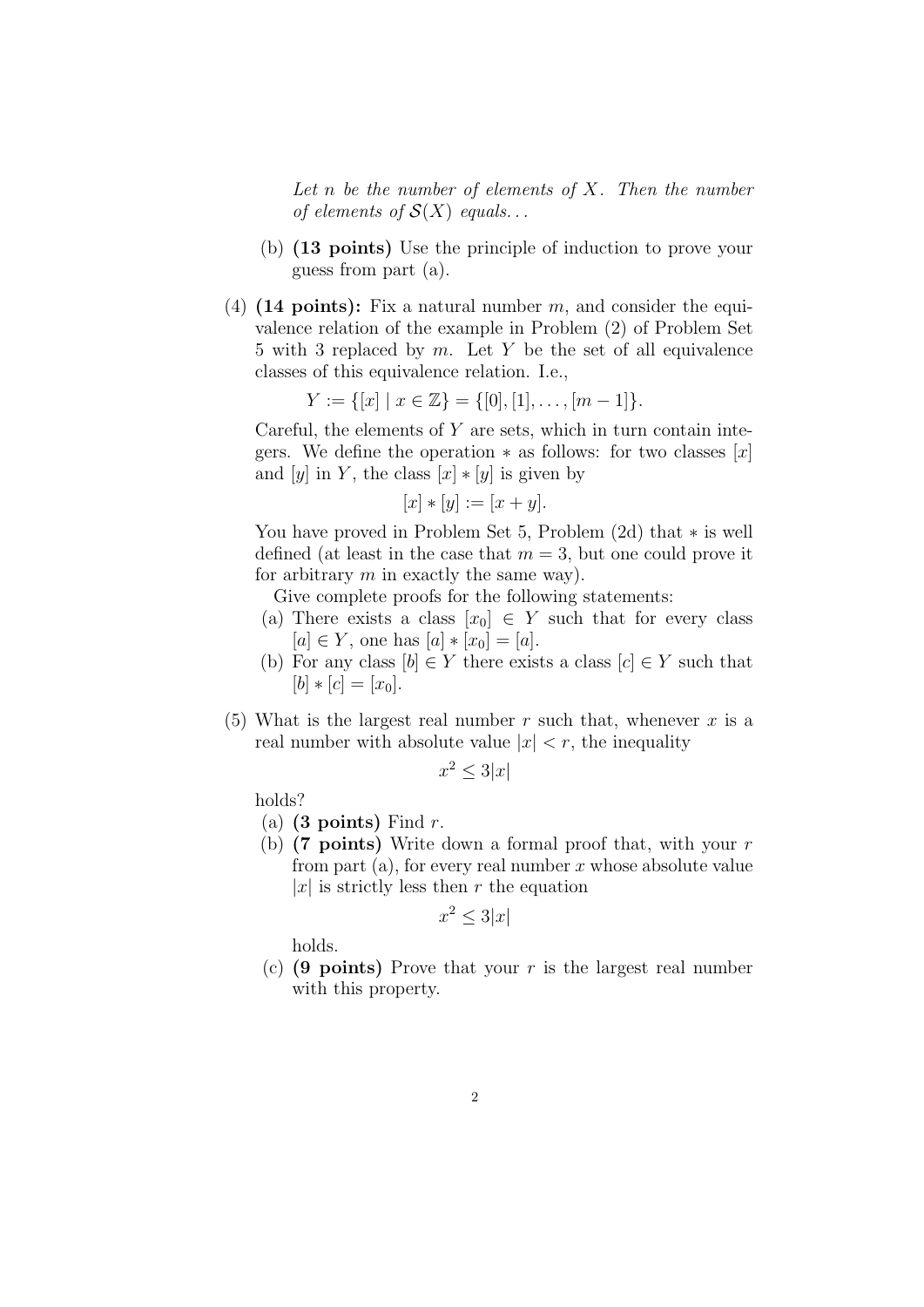*Let $n$ be the number of elements of $X$. Then the number of elements of $\mathcal{S}(X)$ equals...*

(b) **(13 points)** Use the principle of induction to prove your guess from part (a).

(4) **(14 points):** Fix a natural number $m$, and consider the equivalence relation of the example in Problem (2) of Problem Set 5 with 3 replaced by $m$. Let $Y$ be the set of all equivalence classes of this equivalence relation. I.e.,

$$Y := \{[x] \mid x \in \mathbb{Z}\} = \{[0], [1], \ldots, [m-1]\}.$$

Careful, the elements of $Y$ are sets, which in turn contain integers. We define the operation $*$ as follows: for two classes $[x]$ and $[y]$ in $Y$, the class $[x] * [y]$ is given by

$$[x] * [y] := [x + y].$$

You have proved in Problem Set 5, Problem (2d) that $*$ is well defined (at least in the case that $m = 3$, but one could prove it for arbitrary $m$ in exactly the same way).

Give complete proofs for the following statements:

(a) There exists a class $[x_0] \in Y$ such that for every class $[a] \in Y$, one has $[a] * [x_0] = [a]$.

(b) For any class $[b] \in Y$ there exists a class $[c] \in Y$ such that $[b] * [c] = [x_0]$.

(5) What is the largest real number $r$ such that, whenever $x$ is a real number with absolute value $|x| < r$, the inequality

$$x^2 \leq 3|x|$$

holds?

(a) **(3 points)** Find $r$.

(b) **(7 points)** Write down a formal proof that, with your $r$ from part (a), for every real number $x$ whose absolute value $|x|$ is strictly less then $r$ the equation

$$x^2 \leq 3|x|$$

holds.

(c) **(9 points)** Prove that your $r$ is the largest real number with this property.